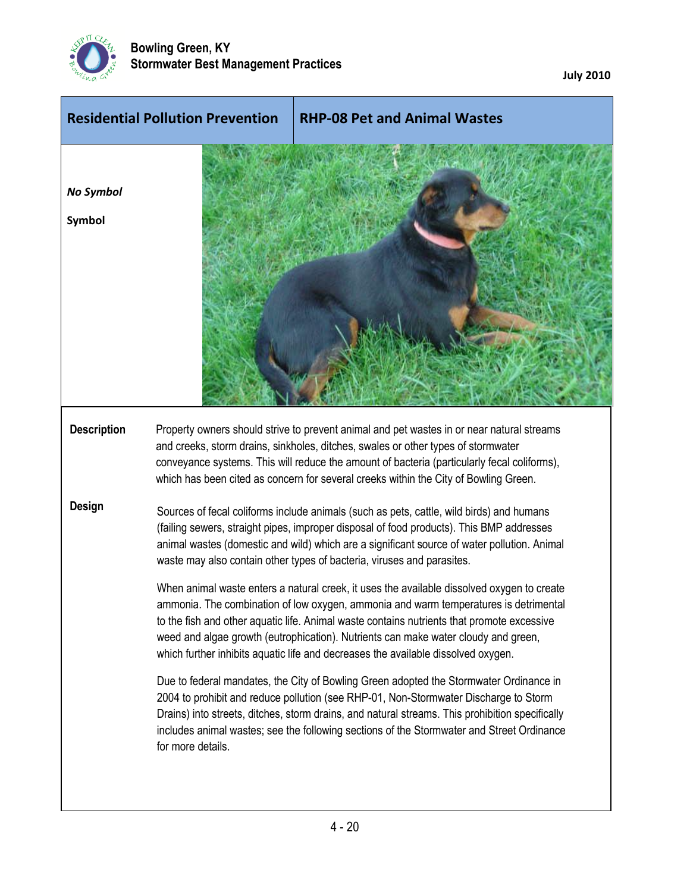## Residential Pollution Prevention

## RHP-08 Pet and Animal Wastes

*No Symbol*

**Symbol**

**Description**

Property owners should strive to prevent animal and pet wastes in or near natural streams and creeks, storm drains, sinkholes, ditches, swales or other types of stormwater conveyance systems. This will reduce the amount of bacteria (particularly fecal coliforms), which has been cited as concern for several creeks within the City of Bowling Green.

**Design**

Sources of fecal coliforms include animals (such as pets, cattle, wild birds) and humans (failing sewers, straight pipes, improper disposal of food products). This BMP addresses animal wastes (domestic and wild) which are a significant source of water pollution. Animal waste may also contain other types of bacteria, viruses and parasites.

When animal waste enters a natural creek, it uses the available dissolved oxygen to create ammonia. The combination of low oxygen, ammonia and warm temperatures is detrimental to the fish and other aquatic life. Animal waste contains nutrients that promote excessive weed and algae growth (eutrophication). Nutrients can make water cloudy and green, which further inhibits aquatic life and decreases the available dissolved oxygen.

Due to federal mandates, the City of Bowling Green adopted the Stormwater Ordinance in 2004 to prohibit and reduce pollution (see RHP-01, Non-Stormwater Discharge to Storm Drains) into streets, ditches, storm drains, and natural streams. This prohibition specifically includes animal wastes; see the following sections of the Stormwater and Street Ordinance for more details.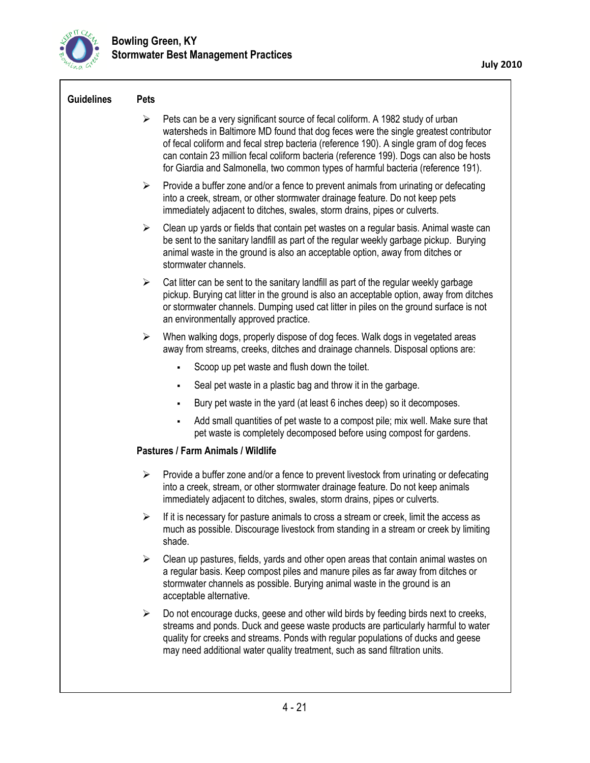**Guidelines**

**Pets**

- Pets can be a very significant source of fecal coliform. A 1982 study of urban watersheds in Baltimore MD found that dog feces were the single greatest contributor of fecal coliform and fecal strep bacteria (reference 190). A single gram of dog feces can contain 23 million fecal coliform bacteria (reference 199). Dogs can also be hosts for Giardia and Salmonella, two common types of harmful bacteria (reference 191).
- Provide a buffer zone and/or a fence to prevent animals from urinating or defecating into a creek, stream, or other stormwater drainage feature. Do not keep pets immediately adjacent to ditches, swales, storm drains, pipes or culverts.
- Clean up yards or fields that contain pet wastes on a regular basis. Animal waste can be sent to the sanitary landfill as part of the regular weekly garbage pickup. Burying animal waste in the ground is also an acceptable option, away from ditches or stormwater channels.
- Cat litter can be sent to the sanitary landfill as part of the regular weekly garbage pickup. Burying cat litter in the ground is also an acceptable option, away from ditches or stormwater channels. Dumping used cat litter in piles on the ground surface is not an environmentally approved practice.
- When walking dogs, properly dispose of dog feces. Walk dogs in vegetated areas away from streams, creeks, ditches and drainage channels. Disposal options are:
  - Scoop up pet waste and flush down the toilet.
  - Seal pet waste in a plastic bag and throw it in the garbage.
  - Bury pet waste in the yard (at least 6 inches deep) so it decomposes.
  - Add small quantities of pet waste to a compost pile; mix well. Make sure that pet waste is completely decomposed before using compost for gardens.

**Pastures / Farm Animals / Wildlife**

- Provide a buffer zone and/or a fence to prevent livestock from urinating or defecating into a creek, stream, or other stormwater drainage feature. Do not keep animals immediately adjacent to ditches, swales, storm drains, pipes or culverts.
- If it is necessary for pasture animals to cross a stream or creek, limit the access as much as possible. Discourage livestock from standing in a stream or creek by limiting shade.
- Clean up pastures, fields, yards and other open areas that contain animal wastes on a regular basis. Keep compost piles and manure piles as far away from ditches or stormwater channels as possible. Burying animal waste in the ground is an acceptable alternative.
- Do not encourage ducks, geese and other wild birds by feeding birds next to creeks, streams and ponds. Duck and geese waste products are particularly harmful to water quality for creeks and streams. Ponds with regular populations of ducks and geese may need additional water quality treatment, such as sand filtration units.